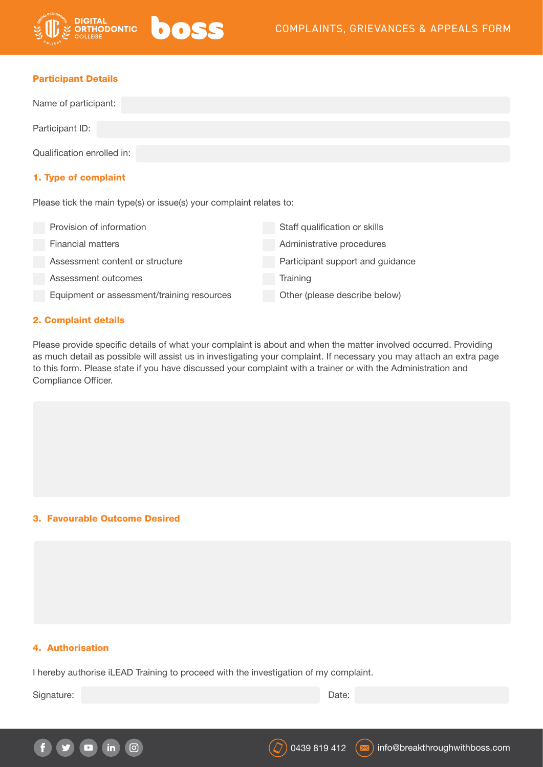# COMPLAINTS, GRIEVANCES & APPEALS FORM

## Participant Details

Name of participant:

Participant ID:

Qualification enrolled in:

## 1. Type of complaint

Please tick the main type(s) or issue(s) your complaint relates to:

- [ ] Provision of information
- [ ] Financial matters
- [ ] Assessment content or structure
- [ ] Assessment outcomes
- [ ] Equipment or assessment/training resources
- [ ] Staff qualification or skills
- [ ] Administrative procedures
- [ ] Participant support and guidance
- [ ] Training
- [ ] Other (please describe below)

## 2. Complaint details

Please provide specific details of what your complaint is about and when the matter involved occurred. Providing as much detail as possible will assist us in investigating your complaint. If necessary you may attach an extra page to this form. Please state if you have discussed your complaint with a trainer or with the Administration and Compliance Officer.

## 3. Favourable Outcome Desired

## 4. Authorisation

I hereby authorise iLEAD Training to proceed with the investigation of my complaint.

Signature: Date:

0439 819 412 info@breakthroughwithboss.com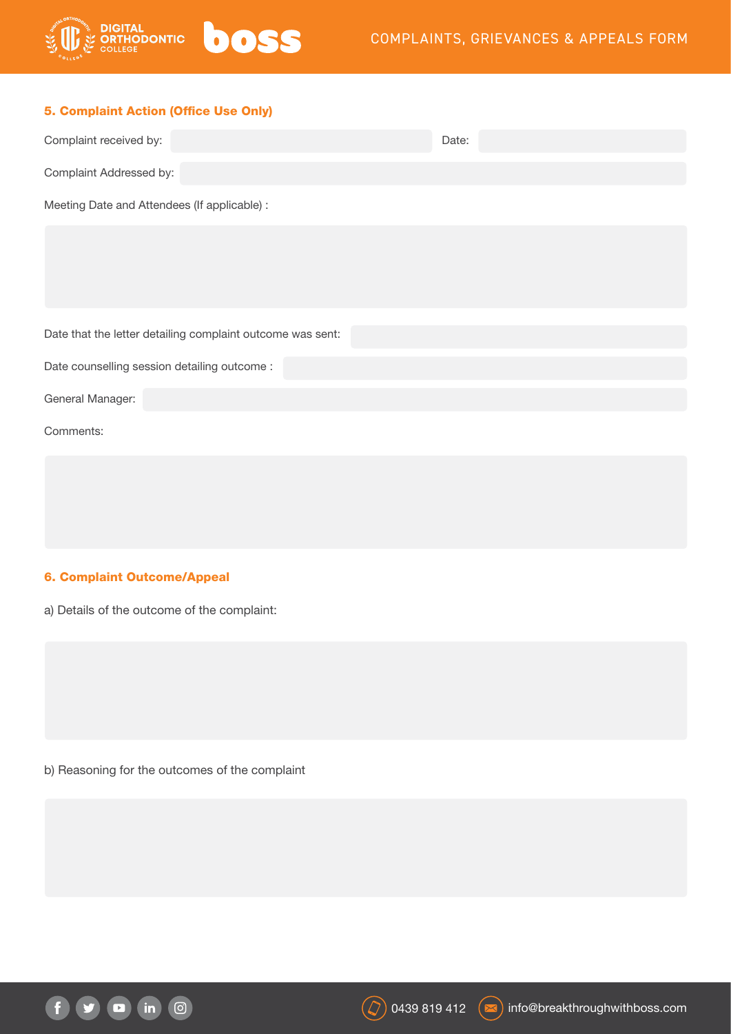## 5. Complaint Action (Office Use Only)

Complaint received by: Date:

Complaint Addressed by:

Meeting Date and Attendees (If applicable) :

Date that the letter detailing complaint outcome was sent:

Date counselling session detailing outcome :

General Manager:

Comments:

## 6. Complaint Outcome/Appeal

a) Details of the outcome of the complaint:

b) Reasoning for the outcomes of the complaint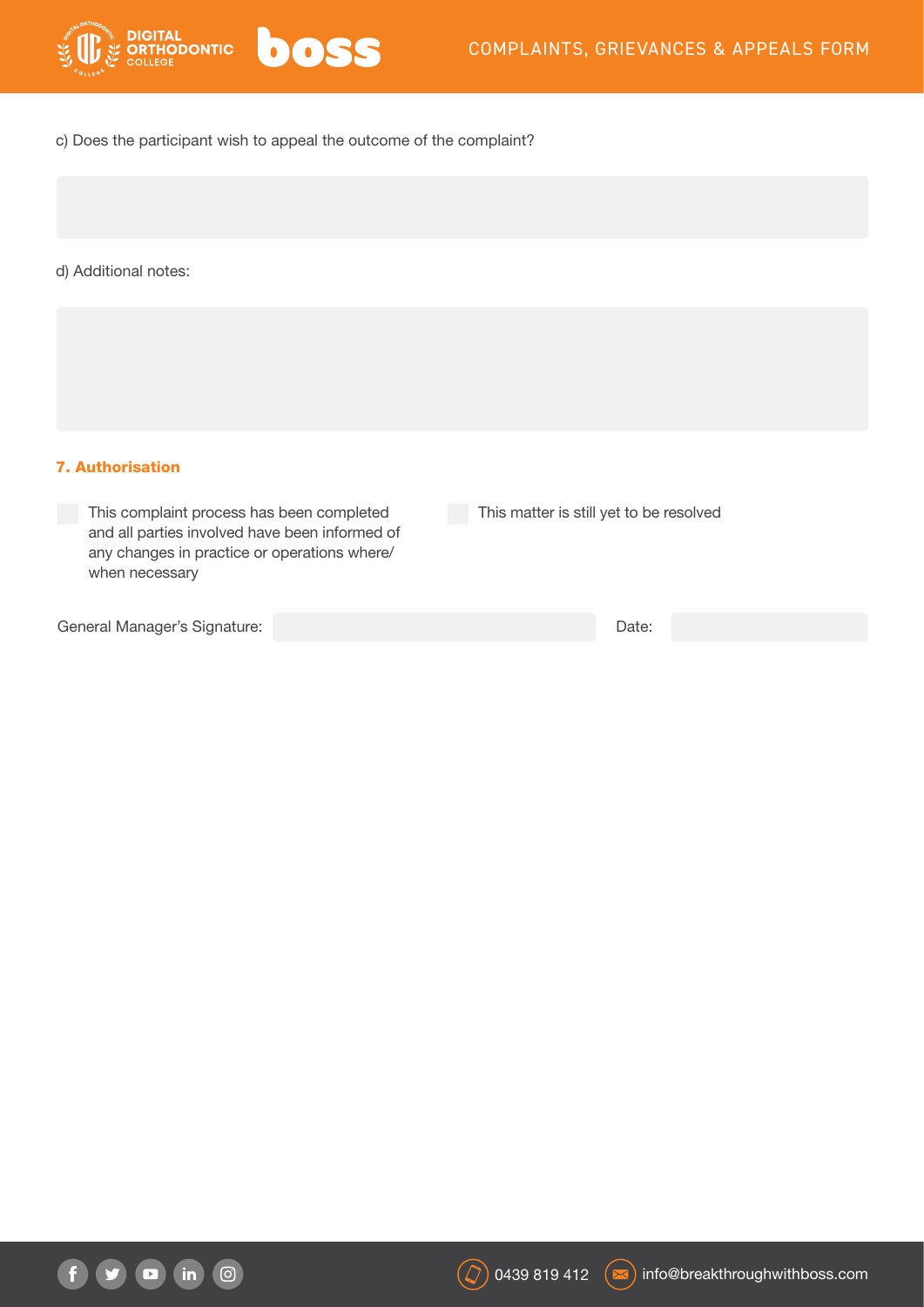c) Does the participant wish to appeal the outcome of the complaint?

d) Additional notes:

## 7. Authorisation

- [ ] This complaint process has been completed and all parties involved have been informed of any changes in practice or operations where/when necessary
- [ ] This matter is still yet to be resolved

General Manager's Signature: 　　　　　　　　　　 Date: